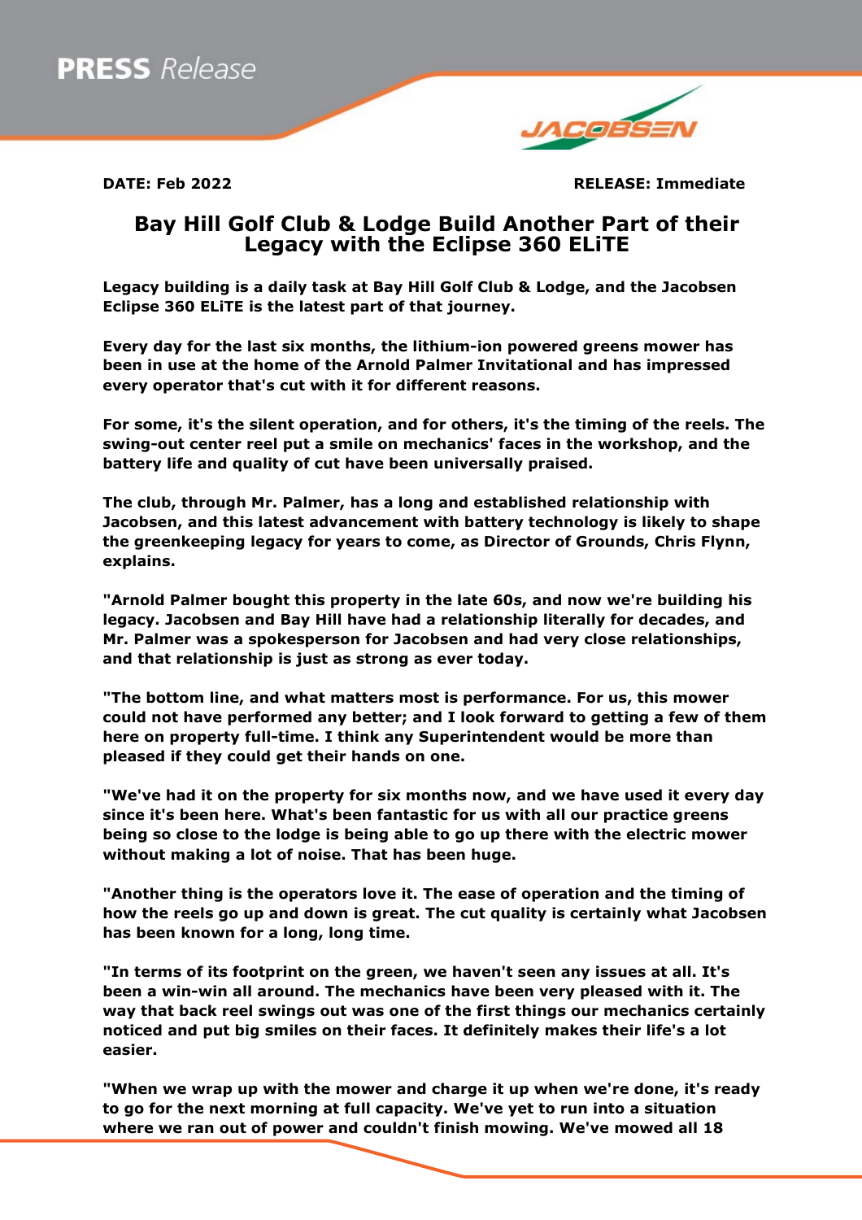**PRESS** *Release*

JACOBSEN

**DATE: Feb 2022** **RELEASE: Immediate**

# Bay Hill Golf Club & Lodge Build Another Part of their Legacy with the Eclipse 360 ELiTE

**Legacy building is a daily task at Bay Hill Golf Club & Lodge, and the Jacobsen Eclipse 360 ELiTE is the latest part of that journey.**

**Every day for the last six months, the lithium-ion powered greens mower has been in use at the home of the Arnold Palmer Invitational and has impressed every operator that's cut with it for different reasons.**

**For some, it's the silent operation, and for others, it's the timing of the reels. The swing-out center reel put a smile on mechanics' faces in the workshop, and the battery life and quality of cut have been universally praised.**

**The club, through Mr. Palmer, has a long and established relationship with Jacobsen, and this latest advancement with battery technology is likely to shape the greenkeeping legacy for years to come, as Director of Grounds, Chris Flynn, explains.**

**"Arnold Palmer bought this property in the late 60s, and now we're building his legacy. Jacobsen and Bay Hill have had a relationship literally for decades, and Mr. Palmer was a spokesperson for Jacobsen and had very close relationships, and that relationship is just as strong as ever today.**

**"The bottom line, and what matters most is performance. For us, this mower could not have performed any better; and I look forward to getting a few of them here on property full-time. I think any Superintendent would be more than pleased if they could get their hands on one.**

**"We've had it on the property for six months now, and we have used it every day since it's been here. What's been fantastic for us with all our practice greens being so close to the lodge is being able to go up there with the electric mower without making a lot of noise. That has been huge.**

**"Another thing is the operators love it. The ease of operation and the timing of how the reels go up and down is great. The cut quality is certainly what Jacobsen has been known for a long, long time.**

**"In terms of its footprint on the green, we haven't seen any issues at all. It's been a win-win all around. The mechanics have been very pleased with it. The way that back reel swings out was one of the first things our mechanics certainly noticed and put big smiles on their faces. It definitely makes their life's a lot easier.**

**"When we wrap up with the mower and charge it up when we're done, it's ready to go for the next morning at full capacity. We've yet to run into a situation where we ran out of power and couldn't finish mowing. We've mowed all 18**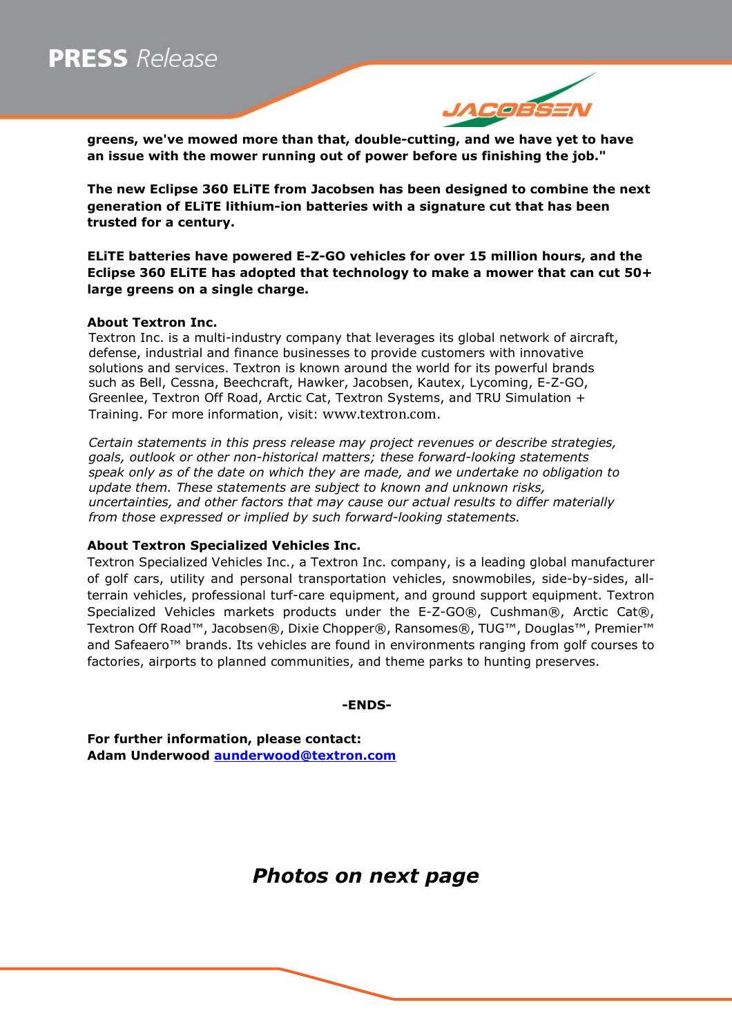**greens, we've mowed more than that, double-cutting, and we have yet to have an issue with the mower running out of power before us finishing the job."**

**The new Eclipse 360 ELiTE from Jacobsen has been designed to combine the next generation of ELiTE lithium-ion batteries with a signature cut that has been trusted for a century.**

**ELiTE batteries have powered E-Z-GO vehicles for over 15 million hours, and the Eclipse 360 ELiTE has adopted that technology to make a mower that can cut 50+ large greens on a single charge.**

**About Textron Inc.**

Textron Inc. is a multi-industry company that leverages its global network of aircraft, defense, industrial and finance businesses to provide customers with innovative solutions and services. Textron is known around the world for its powerful brands such as Bell, Cessna, Beechcraft, Hawker, Jacobsen, Kautex, Lycoming, E-Z-GO, Greenlee, Textron Off Road, Arctic Cat, Textron Systems, and TRU Simulation + Training. For more information, visit: www.textron.com.

*Certain statements in this press release may project revenues or describe strategies, goals, outlook or other non-historical matters; these forward-looking statements speak only as of the date on which they are made, and we undertake no obligation to update them. These statements are subject to known and unknown risks, uncertainties, and other factors that may cause our actual results to differ materially from those expressed or implied by such forward-looking statements.*

**About Textron Specialized Vehicles Inc.**

Textron Specialized Vehicles Inc., a Textron Inc. company, is a leading global manufacturer of golf cars, utility and personal transportation vehicles, snowmobiles, side-by-sides, all-terrain vehicles, professional turf-care equipment, and ground support equipment. Textron Specialized Vehicles markets products under the E-Z-GO®, Cushman®, Arctic Cat®, Textron Off Road™, Jacobsen®, Dixie Chopper®, Ransomes®, TUG™, Douglas™, Premier™ and Safeaero™ brands. Its vehicles are found in environments ranging from golf courses to factories, airports to planned communities, and theme parks to hunting preserves.

**-ENDS-**

**For further information, please contact:**
**Adam Underwood [aunderwood@textron.com](mailto:aunderwood@textron.com)**

***Photos on next page***